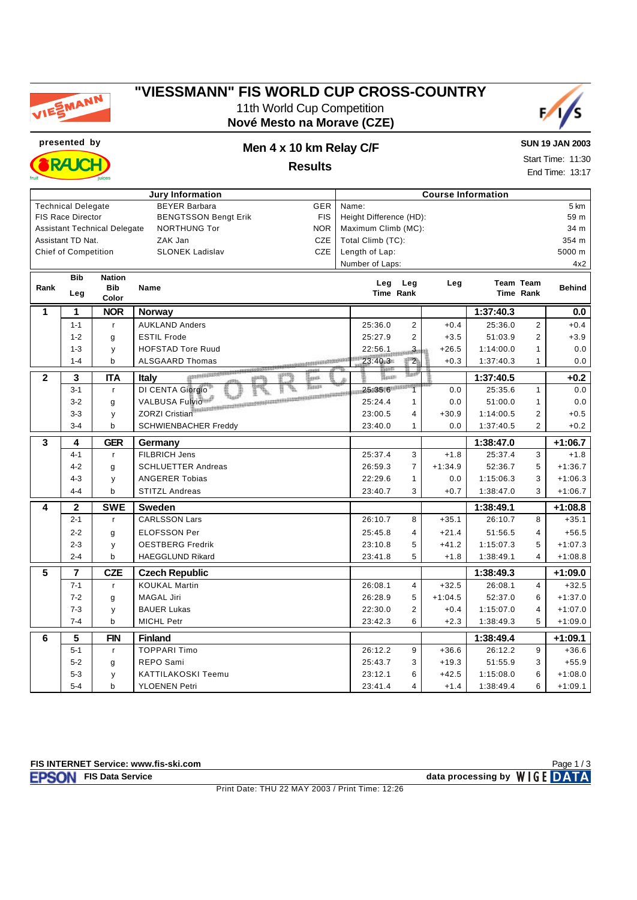# "VIESSMANN" FIS WORLD CUP CROSS-COUNTRY

11th World Cup Competition

**Nové Mesto na Morave (CZE)**

presented by

## Men 4 x 10 km Relay C/F

## Results

**SUN 19 JAN 2003**

Start Time: 11:30

End Time: 13:17

| Jury Information | | | Course Information | |
|---|---|---|---|---|
| Technical Delegate | BEYER Barbara | GER | Name: | 5 km |
| FIS Race Director | BENGTSSON Bengt Erik | FIS | Height Difference (HD): | 59 m |
| Assistant Technical Delegate | NORTHUNG Tor | NOR | Maximum Climb (MC): | 34 m |
| Assistant TD Nat. | ZAK Jan | CZE | Total Climb (TC): | 354 m |
| Chief of Competition | SLONEK Ladislav | CZE | Length of Lap: | 5000 m |
| | | | Number of Laps: | 4x2 |

| Rank | Bib Leg | Nation Bib Color | Name | Leg Time | Leg Rank | Leg | Team Time | Team Rank | Behind |
|---|---|---|---|---|---|---|---|---|---|
| **1** | **1** | **NOR** | **Norway** | | | | **1:37:40.3** | | **0.0** |
| | 1-1 | r | AUKLAND Anders | 25:36.0 | 2 | +0.4 | 25:36.0 | 2 | +0.4 |
| | 1-2 | g | ESTIL Frode | 25:27.9 | 2 | +3.5 | 51:03.9 | 2 | +3.9 |
| | 1-3 | y | HOFSTAD Tore Ruud | 22:56.1 | 3 | +26.5 | 1:14:00.0 | 1 | 0.0 |
| | 1-4 | b | ALSGAARD Thomas | 23:40.3 | 2 | +0.3 | 1:37:40.3 | 1 | 0.0 |
| **2** | **3** | **ITA** | **Italy** | | | | **1:37:40.5** | | **+0.2** |
| | 3-1 | r | DI CENTA Giorgio | 25:35.6 | 1 | 0.0 | 25:35.6 | 1 | 0.0 |
| | 3-2 | g | VALBUSA Fulvio | 25:24.4 | 1 | 0.0 | 51:00.0 | 1 | 0.0 |
| | 3-3 | y | ZORZI Cristian | 23:00.5 | 4 | +30.9 | 1:14:00.5 | 2 | +0.5 |
| | 3-4 | b | SCHWIENBACHER Freddy | 23:40.0 | 1 | 0.0 | 1:37:40.5 | 2 | +0.2 |
| **3** | **4** | **GER** | **Germany** | | | | **1:38:47.0** | | **+1:06.7** |
| | 4-1 | r | FILBRICH Jens | 25:37.4 | 3 | +1.8 | 25:37.4 | 3 | +1.8 |
| | 4-2 | g | SCHLUETTER Andreas | 26:59.3 | 7 | +1:34.9 | 52:36.7 | 5 | +1:36.7 |
| | 4-3 | y | ANGERER Tobias | 22:29.6 | 1 | 0.0 | 1:15:06.3 | 3 | +1:06.3 |
| | 4-4 | b | STITZL Andreas | 23:40.7 | 3 | +0.7 | 1:38:47.0 | 3 | +1:06.7 |
| **4** | **2** | **SWE** | **Sweden** | | | | **1:38:49.1** | | **+1:08.8** |
| | 2-1 | r | CARLSSON Lars | 26:10.7 | 8 | +35.1 | 26:10.7 | 8 | +35.1 |
| | 2-2 | g | ELOFSSON Per | 25:45.8 | 4 | +21.4 | 51:56.5 | 4 | +56.5 |
| | 2-3 | y | OESTBERG Fredrik | 23:10.8 | 5 | +41.2 | 1:15:07.3 | 5 | +1:07.3 |
| | 2-4 | b | HAEGGLUND Rikard | 23:41.8 | 5 | +1.8 | 1:38:49.1 | 4 | +1:08.8 |
| **5** | **7** | **CZE** | **Czech Republic** | | | | **1:38:49.3** | | **+1:09.0** |
| | 7-1 | r | KOUKAL Martin | 26:08.1 | 4 | +32.5 | 26:08.1 | 4 | +32.5 |
| | 7-2 | g | MAGAL Jiri | 26:28.9 | 5 | +1:04.5 | 52:37.0 | 6 | +1:37.0 |
| | 7-3 | y | BAUER Lukas | 22:30.0 | 2 | +0.4 | 1:15:07.0 | 4 | +1:07.0 |
| | 7-4 | b | MICHL Petr | 23:42.3 | 6 | +2.3 | 1:38:49.3 | 5 | +1:09.0 |
| **6** | **5** | **FIN** | **Finland** | | | | **1:38:49.4** | | **+1:09.1** |
| | 5-1 | r | TOPPARI Timo | 26:12.2 | 9 | +36.6 | 26:12.2 | 9 | +36.6 |
| | 5-2 | g | REPO Sami | 25:43.7 | 3 | +19.3 | 51:55.9 | 3 | +55.9 |
| | 5-3 | y | KATTILAKOSKI Teemu | 23:12.1 | 6 | +42.5 | 1:15:08.0 | 6 | +1:08.0 |
| | 5-4 | b | YLOENEN Petri | 23:41.4 | 4 | +1.4 | 1:38:49.4 | 6 | +1:09.1 |

FIS INTERNET Service: www.fis-ski.com

FIS Data Service — data processing by WIGE DATA

Print Date: THU 22 MAY 2003 / Print Time: 12:26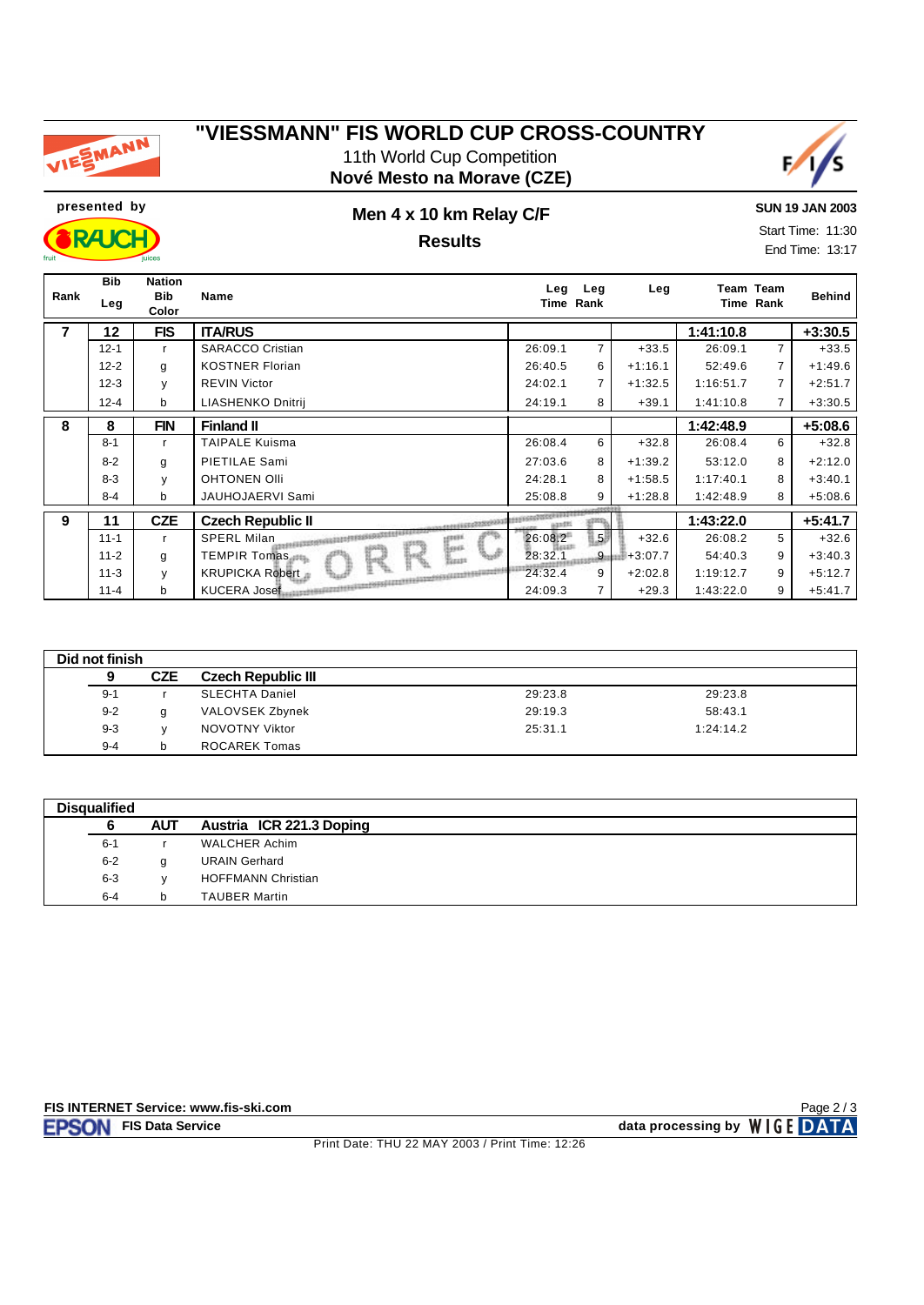# "VIESSMANN" FIS WORLD CUP CROSS-COUNTRY

11th World Cup Competition

**Nové Mesto na Morave (CZE)**

presented by

## Men 4 x 10 km Relay C/F

## Results

**SUN 19 JAN 2003**

Start Time: 11:30

End Time: 13:17

| Rank | Bib Leg | Nation Bib Color | Name | Leg Time | Leg Rank | Leg | Team Time | Team Rank | Behind |
|---|---|---|---|---|---|---|---|---|---|
| **7** | **12** | **FIS** | **ITA/RUS** | | | | **1:41:10.8** | | **+3:30.5** |
| | 12-1 | r | SARACCO Cristian | 26:09.1 | 7 | +33.5 | 26:09.1 | 7 | +33.5 |
| | 12-2 | g | KOSTNER Florian | 26:40.5 | 6 | +1:16.1 | 52:49.6 | 7 | +1:49.6 |
| | 12-3 | y | REVIN Victor | 24:02.1 | 7 | +1:32.5 | 1:16:51.7 | 7 | +2:51.7 |
| | 12-4 | b | LIASHENKO Dnitrij | 24:19.1 | 8 | +39.1 | 1:41:10.8 | 7 | +3:30.5 |
| **8** | **8** | **FIN** | **Finland II** | | | | **1:42:48.9** | | **+5:08.6** |
| | 8-1 | r | TAIPALE Kuisma | 26:08.4 | 6 | +32.8 | 26:08.4 | 6 | +32.8 |
| | 8-2 | g | PIETILAE Sami | 27:03.6 | 8 | +1:39.2 | 53:12.0 | 8 | +2:12.0 |
| | 8-3 | y | OHTONEN Olli | 24:28.1 | 8 | +1:58.5 | 1:17:40.1 | 8 | +3:40.1 |
| | 8-4 | b | JAUHOJAERVI Sami | 25:08.8 | 9 | +1:28.8 | 1:42:48.9 | 8 | +5:08.6 |
| **9** | **11** | **CZE** | **Czech Republic II** | | | | **1:43:22.0** | | **+5:41.7** |
| | 11-1 | r | SPERL Milan | 26:08.2 | 5 | +32.6 | 26:08.2 | 5 | +32.6 |
| | 11-2 | g | TEMPIR Tomas | 28:32.1 | 9 | +3:07.7 | 54:40.3 | 9 | +3:40.3 |
| | 11-3 | y | KRUPICKA Robert | 24:32.4 | 9 | +2:02.8 | 1:19:12.7 | 9 | +5:12.7 |
| | 11-4 | b | KUCERA Josef | 24:09.3 | 7 | +29.3 | 1:43:22.0 | 9 | +5:41.7 |

CORRECTED

**Did not finish**

| Bib Leg | Color | Name | Leg Time | Team Time |
|---|---|---|---|---|
| **9** | **CZE** | **Czech Republic III** | | |
| 9-1 | r | SLECHTA Daniel | 29:23.8 | 29:23.8 |
| 9-2 | g | VALOVSEK Zbynek | 29:19.3 | 58:43.1 |
| 9-3 | y | NOVOTNY Viktor | 25:31.1 | 1:24:14.2 |
| 9-4 | b | ROCAREK Tomas | | |

**Disqualified**

| Bib Leg | Color | Name |
|---|---|---|
| **6** | **AUT** | **Austria ICR 221.3 Doping** |
| 6-1 | r | WALCHER Achim |
| 6-2 | g | URAIN Gerhard |
| 6-3 | y | HOFFMANN Christian |
| 6-4 | b | TAUBER Martin |

**FIS INTERNET Service: www.fis-ski.com**

EPSON **FIS Data Service**

**data processing by** WIGE DATA

Print Date: THU 22 MAY 2003 / Print Time: 12:26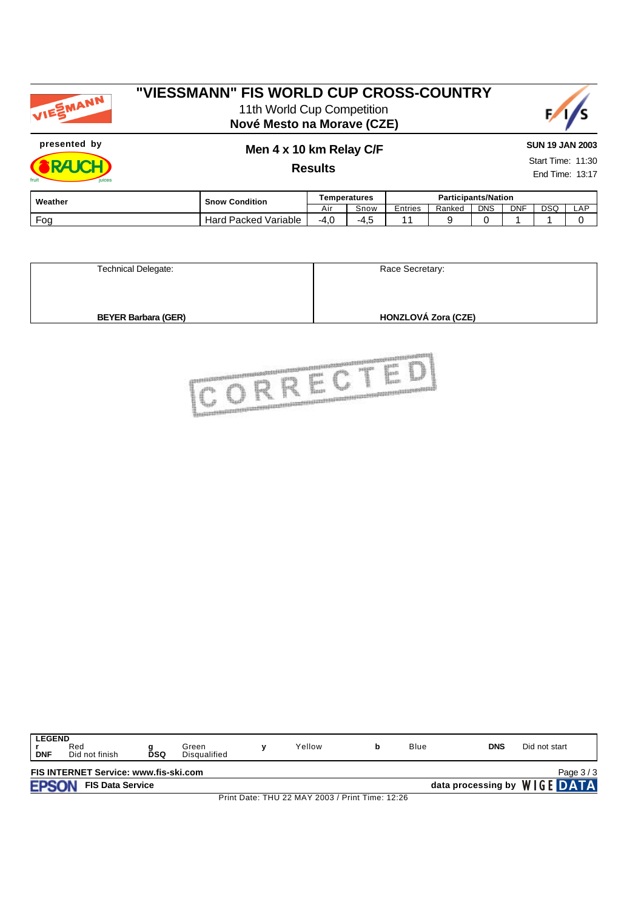# "VIESSMANN" FIS WORLD CUP CROSS-COUNTRY

11th World Cup Competition

**Nové Mesto na Morave (CZE)**

presented by

## Men 4 x 10 km Relay C/F

### Results

**SUN 19 JAN 2003**

Start Time: 11:30

End Time: 13:17

| Weather | Snow Condition | Temperatures | | Participants/Nation | | | | | |
|---|---|---|---|---|---|---|---|---|---|
| | | Air | Snow | Entries | Ranked | DNS | DNF | DSQ | LAP |
| Fog | Hard Packed Variable | -4,0 | -4,5 | 11 | 9 | 0 | 1 | 1 | 0 |

| Technical Delegate: | Race Secretary: |
|---|---|
| **BEYER Barbara (GER)** | **HONZLOVÁ Zora (CZE)** |

CORRECTED

| LEGEND | | | | | | | | | |
|---|---|---|---|---|---|---|---|---|---|
| r | Red | g | Green | y | Yellow | b | Blue | DNS | Did not start |
| DNF | Did not finish | DSQ | Disqualified | | | | | | |

FIS INTERNET Service: www.fis-ski.com

EPSON FIS Data Service

data processing by WIGE DATA

Print Date: THU 22 MAY 2003 / Print Time: 12:26